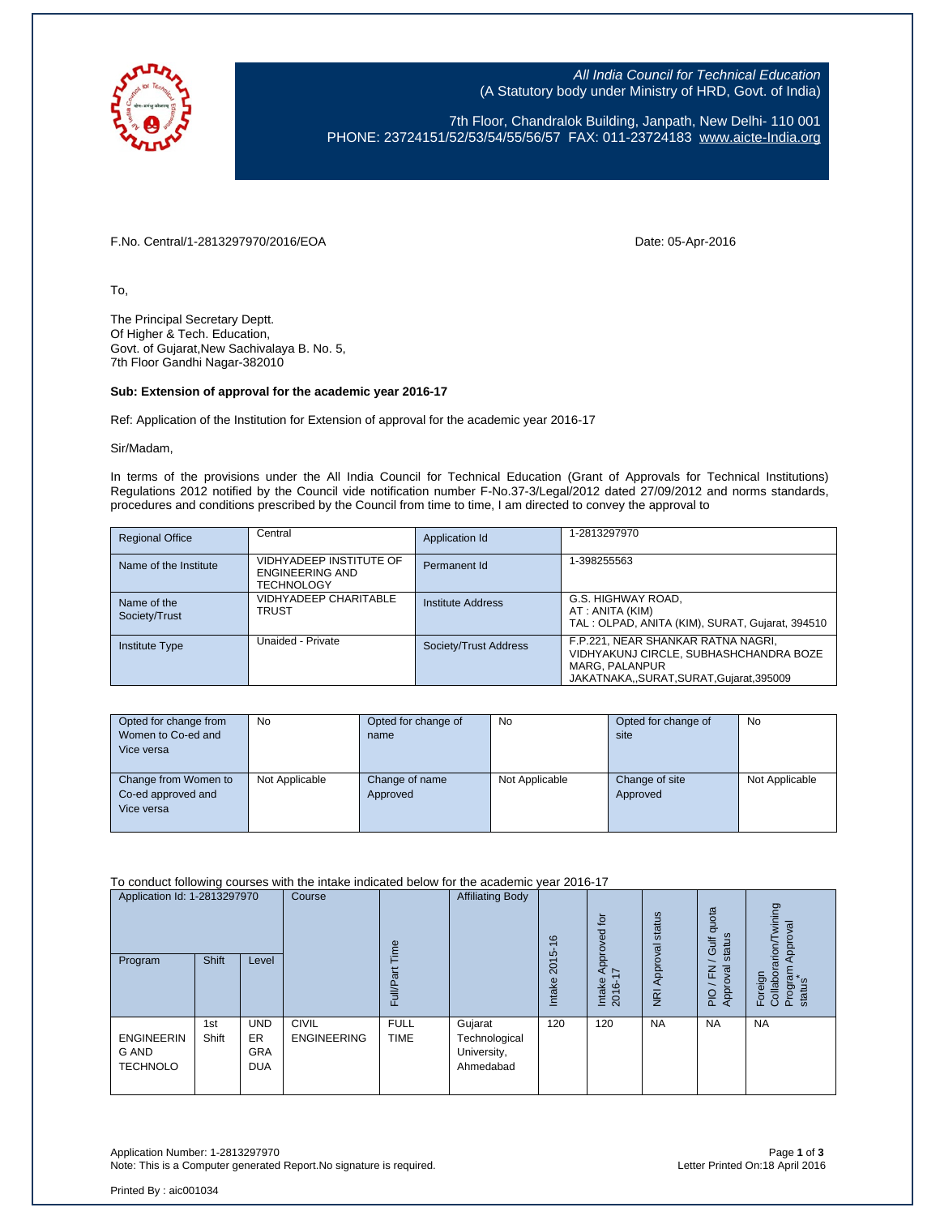All India Council for Technical Education
(A Statutory body under Ministry of HRD, Govt. of India)

7th Floor, Chandralok Building, Janpath, New Delhi- 110 001
PHONE: 23724151/52/53/54/55/56/57 FAX: 011-23724183 www.aicte-India.org

F.No. Central/1-2813297970/2016/EOA Date: 05-Apr-2016

To,

The Principal Secretary Deptt.
Of Higher & Tech. Education,
Govt. of Gujarat,New Sachivalaya B. No. 5,
7th Floor Gandhi Nagar-382010

**Sub: Extension of approval for the academic year 2016-17**

Ref: Application of the Institution for Extension of approval for the academic year 2016-17

Sir/Madam,

In terms of the provisions under the All India Council for Technical Education (Grant of Approvals for Technical Institutions) Regulations 2012 notified by the Council vide notification number F-No.37-3/Legal/2012 dated 27/09/2012 and norms standards, procedures and conditions prescribed by the Council from time to time, I am directed to convey the approval to

| Regional Office | Central | Application Id | 1-2813297970 |
|---|---|---|---|
| Name of the Institute | VIDHYADEEP INSTITUTE OF ENGINEERING AND TECHNOLOGY | Permanent Id | 1-398255563 |
| Name of the Society/Trust | VIDHYADEEP CHARITABLE TRUST | Institute Address | G.S. HIGHWAY ROAD, AT : ANITA (KIM) TAL : OLPAD, ANITA (KIM), SURAT, Gujarat, 394510 |
| Institute Type | Unaided - Private | Society/Trust Address | F.P.221, NEAR SHANKAR RATNA NAGRI, VIDHYAKUNJ CIRCLE, SUBHASHCHANDRA BOZE MARG, PALANPUR JAKATNAKA,,SURAT,SURAT,Gujarat,395009 |

| Opted for change from Women to Co-ed and Vice versa | No | Opted for change of name | No | Opted for change of site | No |
|---|---|---|---|---|---|
| Change from Women to Co-ed approved and Vice versa | Not Applicable | Change of name Approved | Not Applicable | Change of site Approved | Not Applicable |

To conduct following courses with the intake indicated below for the academic year 2016-17

| Application Id: 1-2813297970 | | | Course | Full/Part Time | Affiliating Body | Intake 2015-16 | Intake Approved for 2016-17 | NRI Approval status | PIO / FN / Gulf quota Approval status | Foreign Collaborarion/Twining Program Approval status* |
|---|---|---|---|---|---|---|---|---|---|---|
| Program | Shift | Level | | | | | | | | |
| ENGINEERING AND TECHNOLOGY | 1st Shift | UNDER GRADUATE | CIVIL ENGINEERING | FULL TIME | Gujarat Technological University, Ahmedabad | 120 | 120 | NA | NA | NA |

Application Number: 1-2813297970
Note: This is a Computer generated Report.No signature is required.
Letter Printed On:18 April 2016

Printed By : aic001034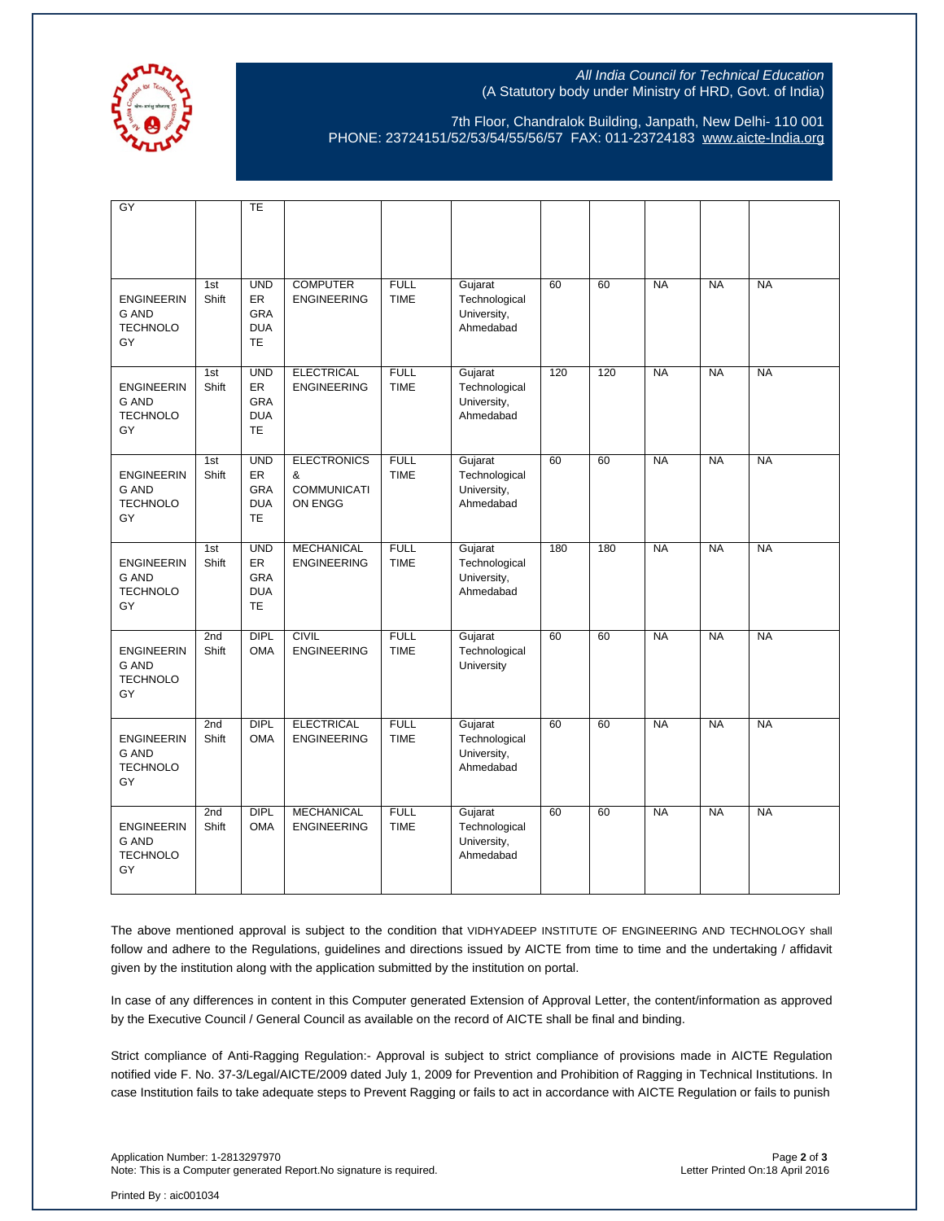| | | | | | | | | | | |
|---|---|---|---|---|---|---|---|---|---|---|
| GY | | TE | | | | | | | | |
| ENGINEERING AND TECHNOLOGY | 1st Shift | UNDERGRADUATE | COMPUTER ENGINEERING | FULL TIME | Gujarat Technological University, Ahmedabad | 60 | 60 | NA | NA | NA |
| ENGINEERING AND TECHNOLOGY | 1st Shift | UNDERGRADUATE | ELECTRICAL ENGINEERING | FULL TIME | Gujarat Technological University, Ahmedabad | 120 | 120 | NA | NA | NA |
| ENGINEERING AND TECHNOLOGY | 1st Shift | UNDERGRADUATE | ELECTRONICS & COMMUNICATION ENGG | FULL TIME | Gujarat Technological University, Ahmedabad | 60 | 60 | NA | NA | NA |
| ENGINEERING AND TECHNOLOGY | 1st Shift | UNDERGRADUATE | MECHANICAL ENGINEERING | FULL TIME | Gujarat Technological University, Ahmedabad | 180 | 180 | NA | NA | NA |
| ENGINEERING AND TECHNOLOGY | 2nd Shift | DIPLOMA | CIVIL ENGINEERING | FULL TIME | Gujarat Technological University | 60 | 60 | NA | NA | NA |
| ENGINEERING AND TECHNOLOGY | 2nd Shift | DIPLOMA | ELECTRICAL ENGINEERING | FULL TIME | Gujarat Technological University, Ahmedabad | 60 | 60 | NA | NA | NA |
| ENGINEERING AND TECHNOLOGY | 2nd Shift | DIPLOMA | MECHANICAL ENGINEERING | FULL TIME | Gujarat Technological University, Ahmedabad | 60 | 60 | NA | NA | NA |

The above mentioned approval is subject to the condition that VIDHYADEEP INSTITUTE OF ENGINEERING AND TECHNOLOGY shall follow and adhere to the Regulations, guidelines and directions issued by AICTE from time to time and the undertaking / affidavit given by the institution along with the application submitted by the institution on portal.

In case of any differences in content in this Computer generated Extension of Approval Letter, the content/information as approved by the Executive Council / General Council as available on the record of AICTE shall be final and binding.

Strict compliance of Anti-Ragging Regulation:- Approval is subject to strict compliance of provisions made in AICTE Regulation notified vide F. No. 37-3/Legal/AICTE/2009 dated July 1, 2009 for Prevention and Prohibition of Ragging in Technical Institutions. In case Institution fails to take adequate steps to Prevent Ragging or fails to act in accordance with AICTE Regulation or fails to punish

Application Number: 1-2813297970
Note: This is a Computer generated Report.No signature is required.

Letter Printed On:18 April 2016

Printed By : aic001034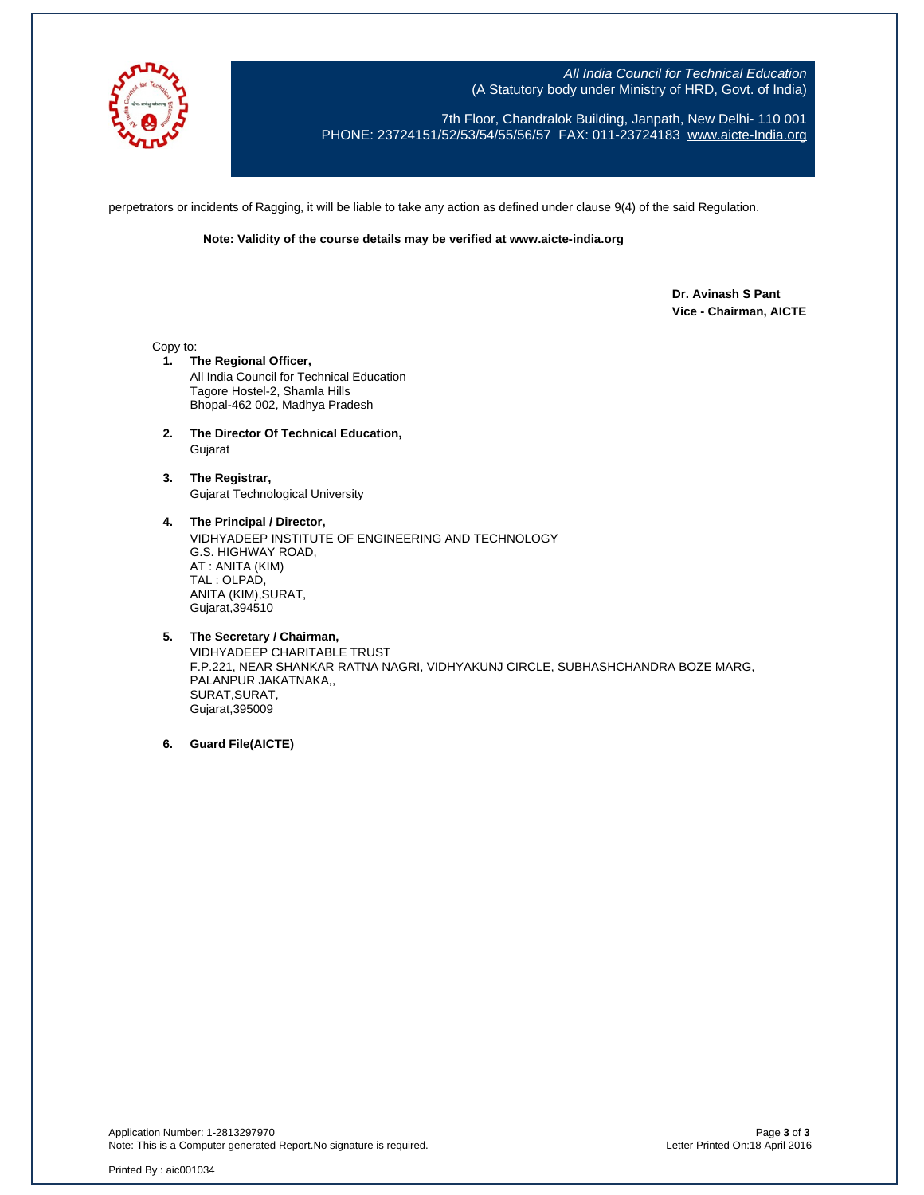perpetrators or incidents of Ragging, it will be liable to take any action as defined under clause 9(4) of the said Regulation.

**Note: Validity of the course details may be verified at www.aicte-india.org**

**Dr. Avinash S Pant**
**Vice - Chairman, AICTE**

Copy to:

1. **The Regional Officer,**
   All India Council for Technical Education
   Tagore Hostel-2, Shamla Hills
   Bhopal-462 002, Madhya Pradesh

2. **The Director Of Technical Education,**
   Gujarat

3. **The Registrar,**
   Gujarat Technological University

4. **The Principal / Director,**
   VIDHYADEEP INSTITUTE OF ENGINEERING AND TECHNOLOGY
   G.S. HIGHWAY ROAD,
   AT : ANITA (KIM)
   TAL : OLPAD,
   ANITA (KIM),SURAT,
   Gujarat,394510

5. **The Secretary / Chairman,**
   VIDHYADEEP CHARITABLE TRUST
   F.P.221, NEAR SHANKAR RATNA NAGRI, VIDHYAKUNJ CIRCLE, SUBHASHCHANDRA BOZE MARG,
   PALANPUR JAKATNAKA,,
   SURAT,SURAT,
   Gujarat,395009

6. **Guard File(AICTE)**

Application Number: 1-2813297970
Note: This is a Computer generated Report.No signature is required.

Letter Printed On:18 April 2016

Printed By : aic001034